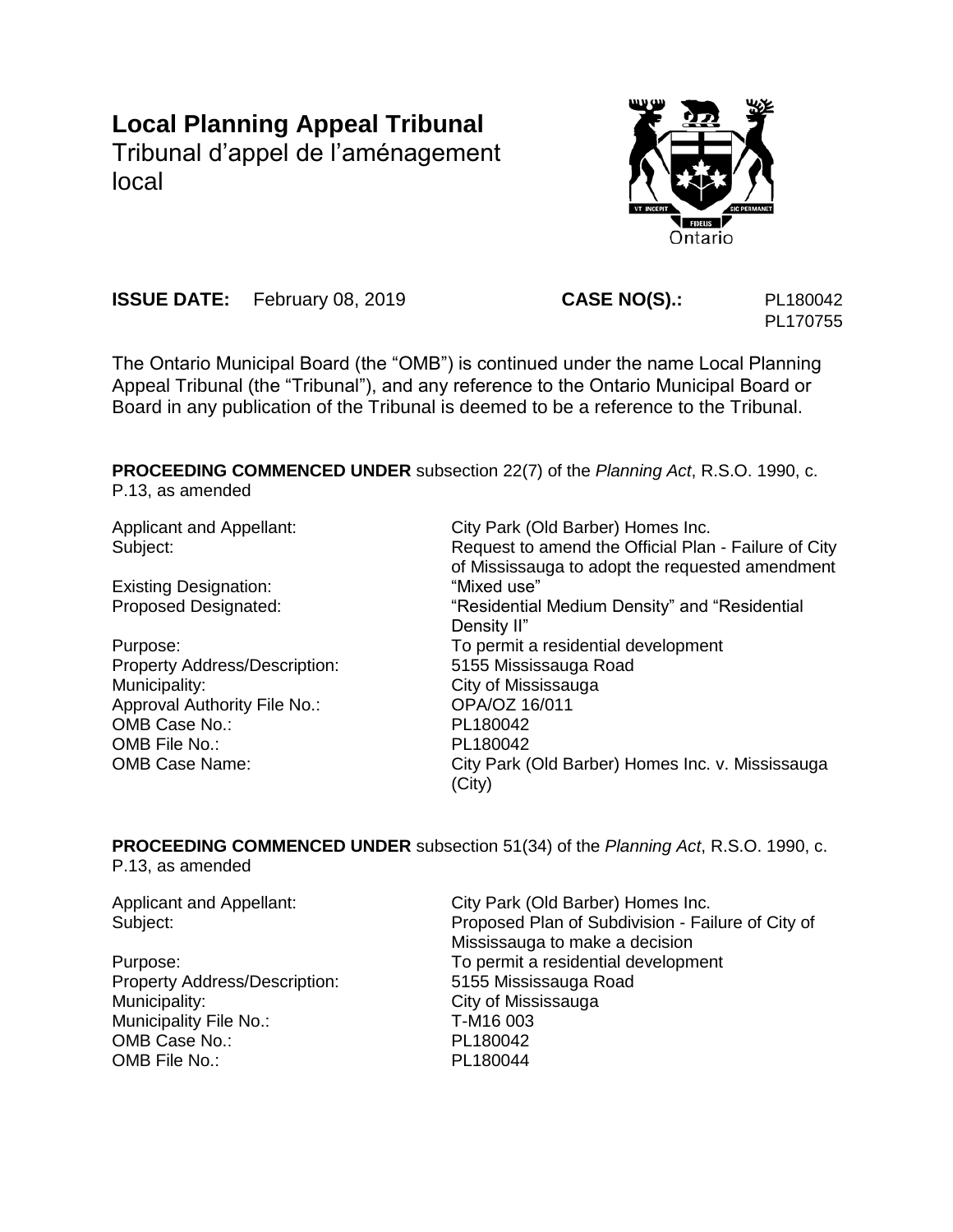# Local Planning Appeal Tribunal

Tribunal d'appel de l'aménagement local

**ISSUE DATE:** February 08, 2019 **CASE NO(S).:** PL180042 PL170755

The Ontario Municipal Board (the "OMB") is continued under the name Local Planning Appeal Tribunal (the "Tribunal"), and any reference to the Ontario Municipal Board or Board in any publication of the Tribunal is deemed to be a reference to the Tribunal.

**PROCEEDING COMMENCED UNDER** subsection 22(7) of the *Planning Act*, R.S.O. 1990, c. P.13, as amended

| | |
|---|---|
| Applicant and Appellant: | City Park (Old Barber) Homes Inc. |
| Subject: | Request to amend the Official Plan - Failure of City of Mississauga to adopt the requested amendment |
| Existing Designation: | "Mixed use" |
| Proposed Designated: | "Residential Medium Density" and "Residential Density II" |
| Purpose: | To permit a residential development |
| Property Address/Description: | 5155 Mississauga Road |
| Municipality: | City of Mississauga |
| Approval Authority File No.: | OPA/OZ 16/011 |
| OMB Case No.: | PL180042 |
| OMB File No.: | PL180042 |
| OMB Case Name: | City Park (Old Barber) Homes Inc. v. Mississauga (City) |

**PROCEEDING COMMENCED UNDER** subsection 51(34) of the *Planning Act*, R.S.O. 1990, c. P.13, as amended

| | |
|---|---|
| Applicant and Appellant: | City Park (Old Barber) Homes Inc. |
| Subject: | Proposed Plan of Subdivision - Failure of City of Mississauga to make a decision |
| Purpose: | To permit a residential development |
| Property Address/Description: | 5155 Mississauga Road |
| Municipality: | City of Mississauga |
| Municipality File No.: | T-M16 003 |
| OMB Case No.: | PL180042 |
| OMB File No.: | PL180044 |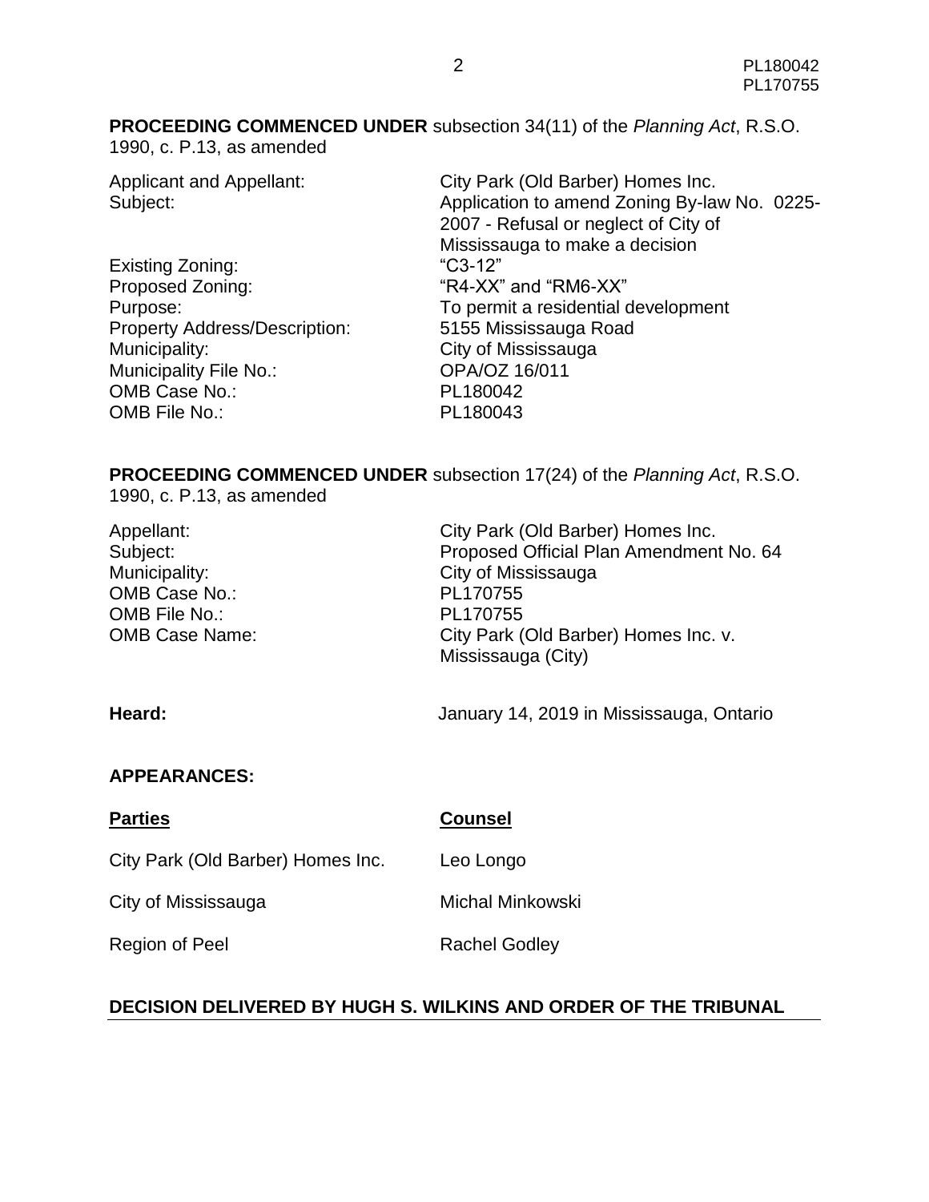**PROCEEDING COMMENCED UNDER** subsection 34(11) of the *Planning Act*, R.S.O. 1990, c. P.13, as amended

| | |
|---|---|
| Applicant and Appellant: | City Park (Old Barber) Homes Inc. |
| Subject: | Application to amend Zoning By-law No. 0225-2007 - Refusal or neglect of City of Mississauga to make a decision |
| Existing Zoning: | "C3-12" |
| Proposed Zoning: | "R4-XX" and "RM6-XX" |
| Purpose: | To permit a residential development |
| Property Address/Description: | 5155 Mississauga Road |
| Municipality: | City of Mississauga |
| Municipality File No.: | OPA/OZ 16/011 |
| OMB Case No.: | PL180042 |
| OMB File No.: | PL180043 |

**PROCEEDING COMMENCED UNDER** subsection 17(24) of the *Planning Act*, R.S.O. 1990, c. P.13, as amended

| | |
|---|---|
| Appellant: | City Park (Old Barber) Homes Inc. |
| Subject: | Proposed Official Plan Amendment No. 64 |
| Municipality: | City of Mississauga |
| OMB Case No.: | PL170755 |
| OMB File No.: | PL170755 |
| OMB Case Name: | City Park (Old Barber) Homes Inc. v. Mississauga (City) |

**Heard:** January 14, 2019 in Mississauga, Ontario

**APPEARANCES:**

| **Parties** | **Counsel** |
|---|---|
| City Park (Old Barber) Homes Inc. | Leo Longo |
| City of Mississauga | Michal Minkowski |
| Region of Peel | Rachel Godley |

**DECISION DELIVERED BY HUGH S. WILKINS AND ORDER OF THE TRIBUNAL**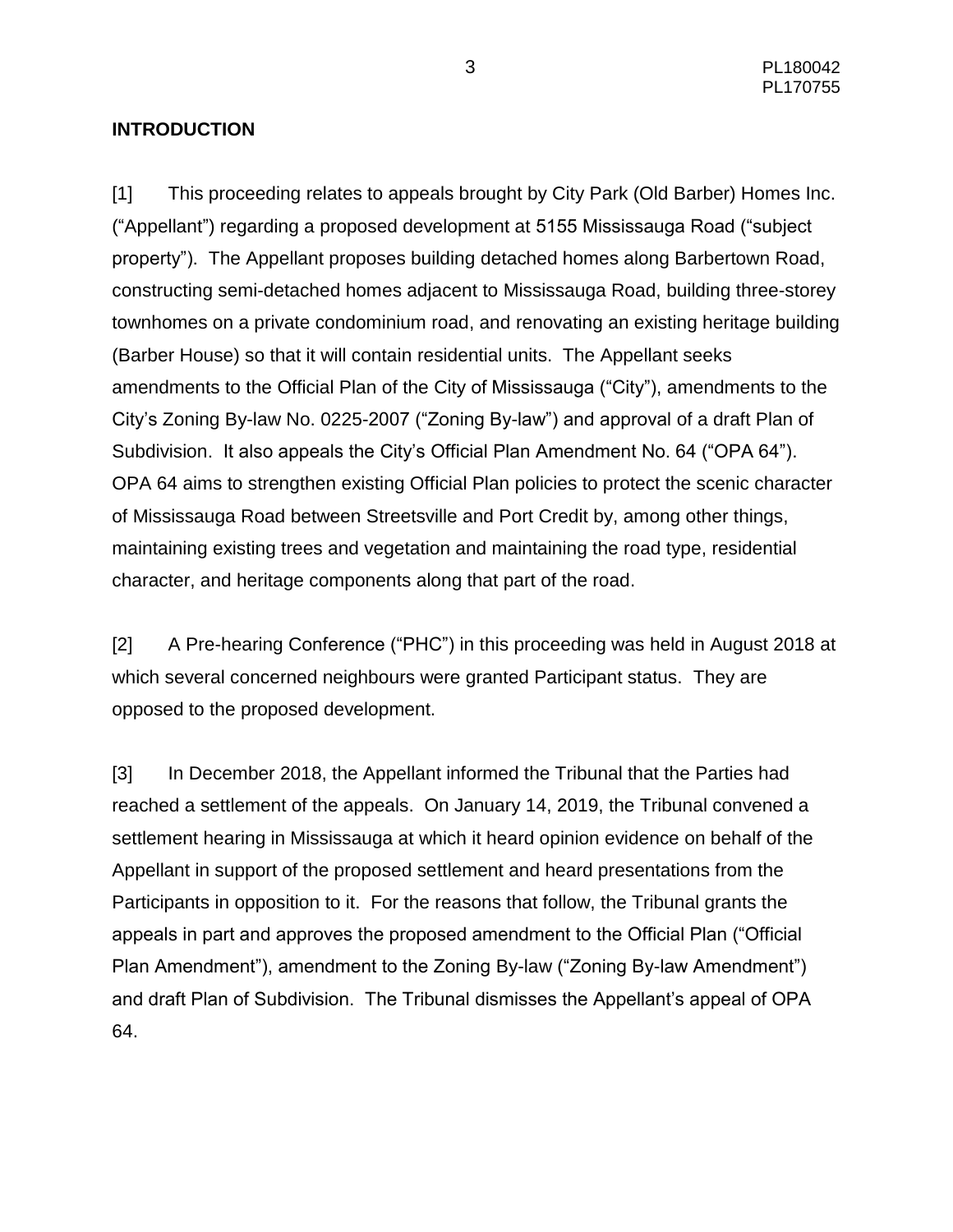## INTRODUCTION

[1] This proceeding relates to appeals brought by City Park (Old Barber) Homes Inc. ("Appellant") regarding a proposed development at 5155 Mississauga Road ("subject property"). The Appellant proposes building detached homes along Barbertown Road, constructing semi-detached homes adjacent to Mississauga Road, building three-storey townhomes on a private condominium road, and renovating an existing heritage building (Barber House) so that it will contain residential units. The Appellant seeks amendments to the Official Plan of the City of Mississauga ("City"), amendments to the City's Zoning By-law No. 0225-2007 ("Zoning By-law") and approval of a draft Plan of Subdivision. It also appeals the City's Official Plan Amendment No. 64 ("OPA 64"). OPA 64 aims to strengthen existing Official Plan policies to protect the scenic character of Mississauga Road between Streetsville and Port Credit by, among other things, maintaining existing trees and vegetation and maintaining the road type, residential character, and heritage components along that part of the road.

[2] A Pre-hearing Conference ("PHC") in this proceeding was held in August 2018 at which several concerned neighbours were granted Participant status. They are opposed to the proposed development.

[3] In December 2018, the Appellant informed the Tribunal that the Parties had reached a settlement of the appeals. On January 14, 2019, the Tribunal convened a settlement hearing in Mississauga at which it heard opinion evidence on behalf of the Appellant in support of the proposed settlement and heard presentations from the Participants in opposition to it. For the reasons that follow, the Tribunal grants the appeals in part and approves the proposed amendment to the Official Plan ("Official Plan Amendment"), amendment to the Zoning By-law ("Zoning By-law Amendment") and draft Plan of Subdivision. The Tribunal dismisses the Appellant's appeal of OPA 64.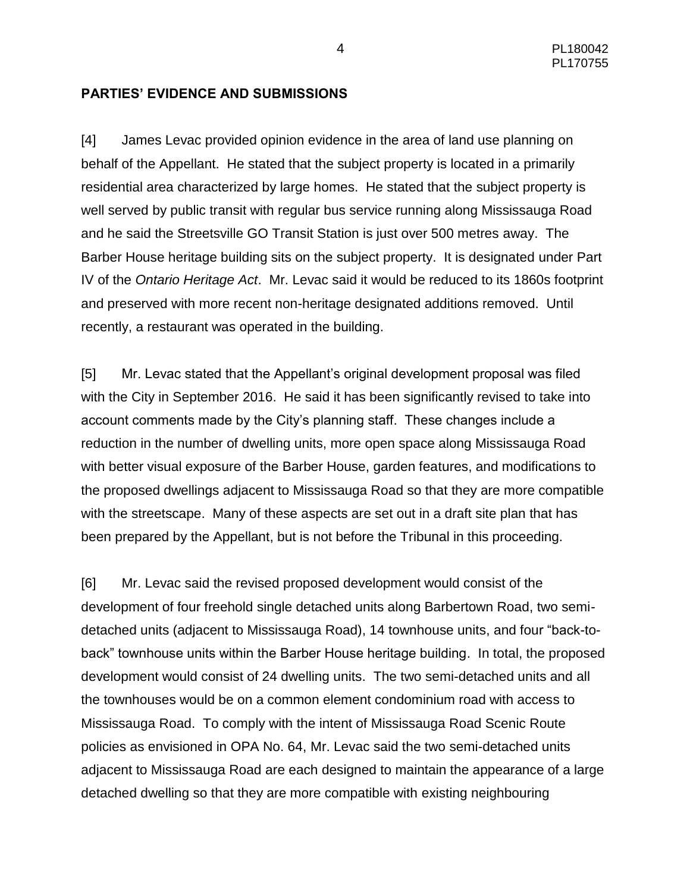## PARTIES' EVIDENCE AND SUBMISSIONS

[4] James Levac provided opinion evidence in the area of land use planning on behalf of the Appellant. He stated that the subject property is located in a primarily residential area characterized by large homes. He stated that the subject property is well served by public transit with regular bus service running along Mississauga Road and he said the Streetsville GO Transit Station is just over 500 metres away. The Barber House heritage building sits on the subject property. It is designated under Part IV of the *Ontario Heritage Act*. Mr. Levac said it would be reduced to its 1860s footprint and preserved with more recent non-heritage designated additions removed. Until recently, a restaurant was operated in the building.

[5] Mr. Levac stated that the Appellant's original development proposal was filed with the City in September 2016. He said it has been significantly revised to take into account comments made by the City's planning staff. These changes include a reduction in the number of dwelling units, more open space along Mississauga Road with better visual exposure of the Barber House, garden features, and modifications to the proposed dwellings adjacent to Mississauga Road so that they are more compatible with the streetscape. Many of these aspects are set out in a draft site plan that has been prepared by the Appellant, but is not before the Tribunal in this proceeding.

[6] Mr. Levac said the revised proposed development would consist of the development of four freehold single detached units along Barbertown Road, two semi-detached units (adjacent to Mississauga Road), 14 townhouse units, and four "back-to-back" townhouse units within the Barber House heritage building. In total, the proposed development would consist of 24 dwelling units. The two semi-detached units and all the townhouses would be on a common element condominium road with access to Mississauga Road. To comply with the intent of Mississauga Road Scenic Route policies as envisioned in OPA No. 64, Mr. Levac said the two semi-detached units adjacent to Mississauga Road are each designed to maintain the appearance of a large detached dwelling so that they are more compatible with existing neighbouring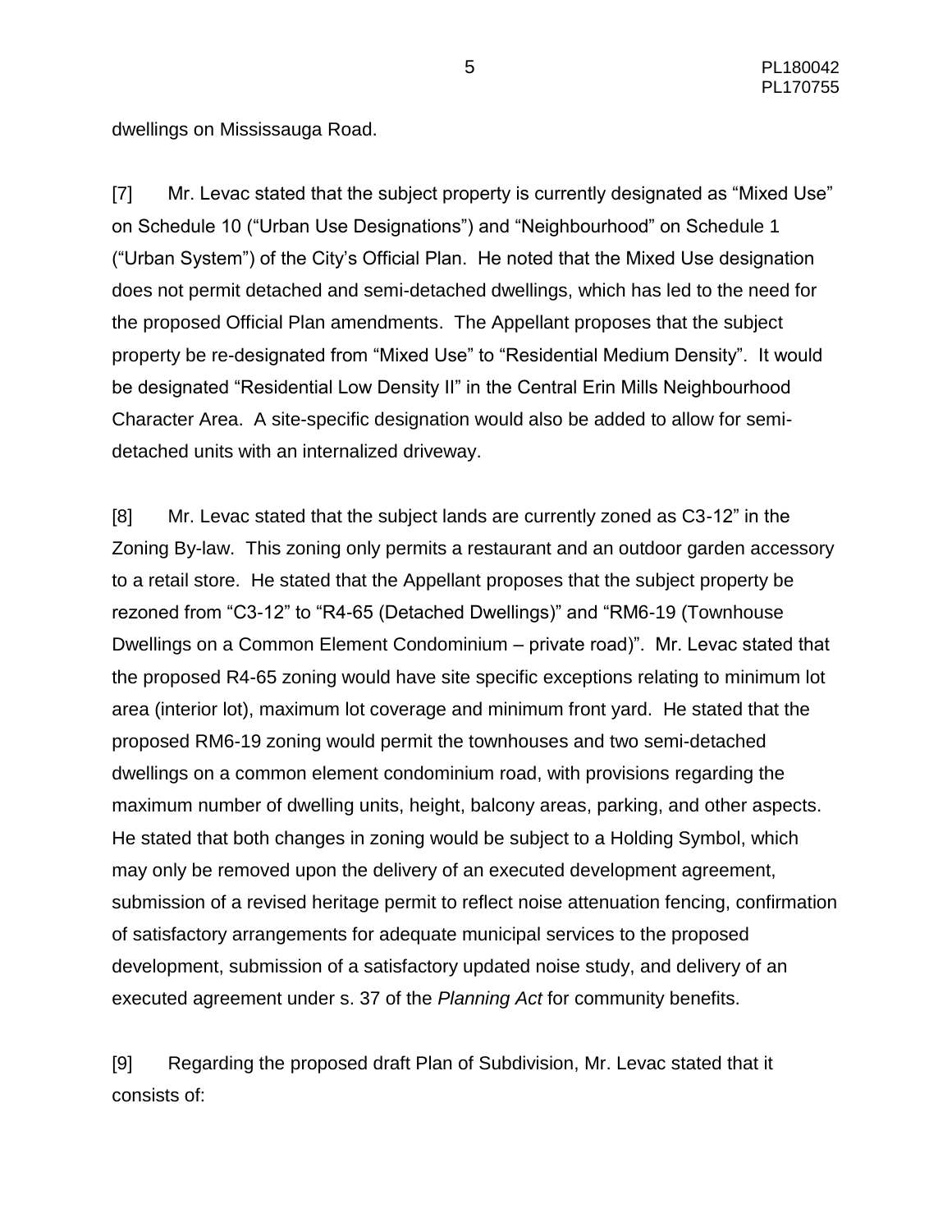dwellings on Mississauga Road.

[7] Mr. Levac stated that the subject property is currently designated as “Mixed Use” on Schedule 10 (“Urban Use Designations”) and “Neighbourhood” on Schedule 1 (“Urban System”) of the City’s Official Plan. He noted that the Mixed Use designation does not permit detached and semi-detached dwellings, which has led to the need for the proposed Official Plan amendments. The Appellant proposes that the subject property be re-designated from “Mixed Use” to “Residential Medium Density”. It would be designated “Residential Low Density II” in the Central Erin Mills Neighbourhood Character Area. A site-specific designation would also be added to allow for semi-detached units with an internalized driveway.

[8] Mr. Levac stated that the subject lands are currently zoned as C3-12” in the Zoning By-law. This zoning only permits a restaurant and an outdoor garden accessory to a retail store. He stated that the Appellant proposes that the subject property be rezoned from “C3-12” to “R4-65 (Detached Dwellings)” and “RM6-19 (Townhouse Dwellings on a Common Element Condominium – private road)”. Mr. Levac stated that the proposed R4-65 zoning would have site specific exceptions relating to minimum lot area (interior lot), maximum lot coverage and minimum front yard. He stated that the proposed RM6-19 zoning would permit the townhouses and two semi-detached dwellings on a common element condominium road, with provisions regarding the maximum number of dwelling units, height, balcony areas, parking, and other aspects. He stated that both changes in zoning would be subject to a Holding Symbol, which may only be removed upon the delivery of an executed development agreement, submission of a revised heritage permit to reflect noise attenuation fencing, confirmation of satisfactory arrangements for adequate municipal services to the proposed development, submission of a satisfactory updated noise study, and delivery of an executed agreement under s. 37 of the *Planning Act* for community benefits.

[9] Regarding the proposed draft Plan of Subdivision, Mr. Levac stated that it consists of: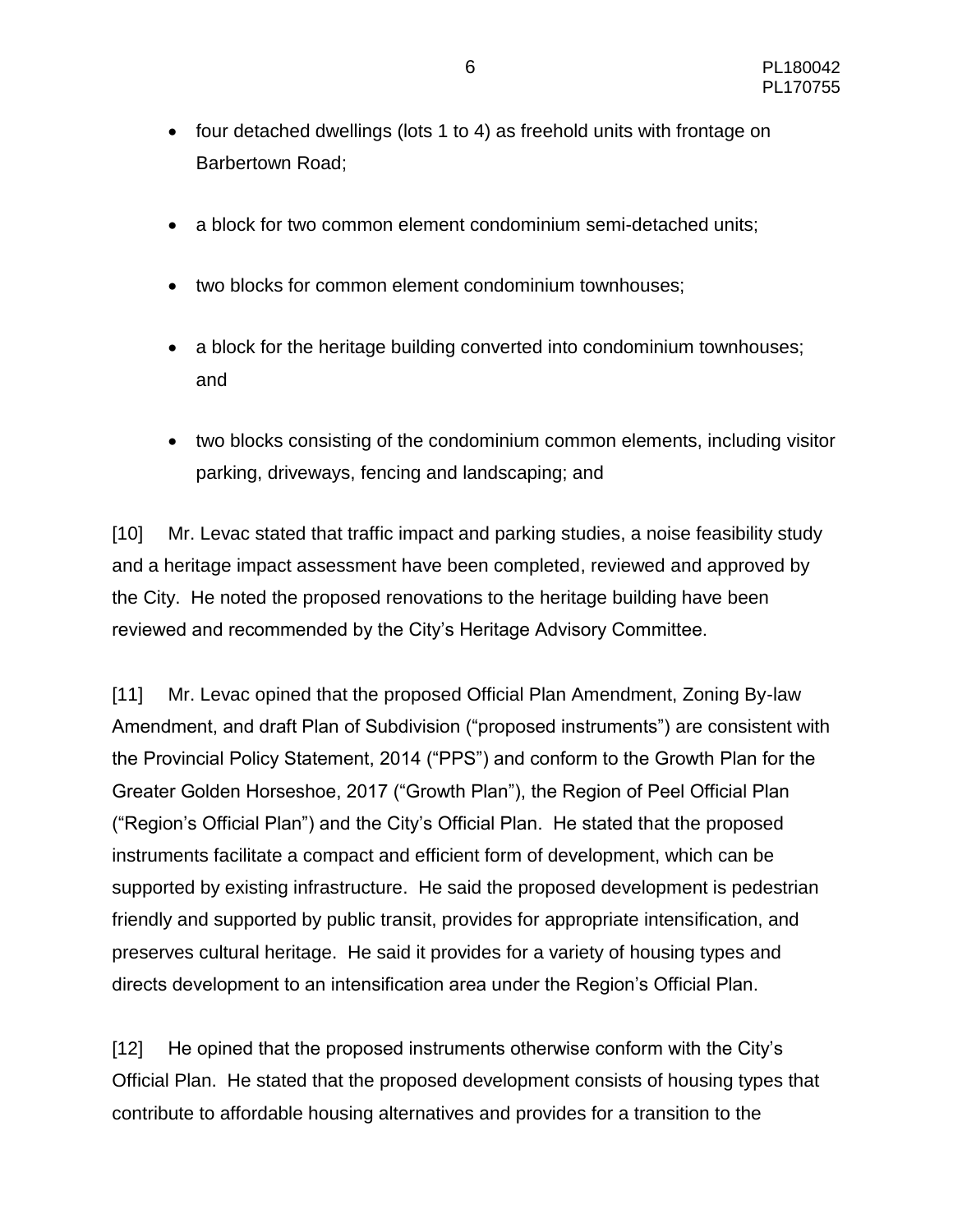- four detached dwellings (lots 1 to 4) as freehold units with frontage on Barbertown Road;
- a block for two common element condominium semi-detached units;
- two blocks for common element condominium townhouses;
- a block for the heritage building converted into condominium townhouses; and
- two blocks consisting of the condominium common elements, including visitor parking, driveways, fencing and landscaping; and

[10] Mr. Levac stated that traffic impact and parking studies, a noise feasibility study and a heritage impact assessment have been completed, reviewed and approved by the City. He noted the proposed renovations to the heritage building have been reviewed and recommended by the City's Heritage Advisory Committee.

[11] Mr. Levac opined that the proposed Official Plan Amendment, Zoning By-law Amendment, and draft Plan of Subdivision ("proposed instruments") are consistent with the Provincial Policy Statement, 2014 ("PPS") and conform to the Growth Plan for the Greater Golden Horseshoe, 2017 ("Growth Plan"), the Region of Peel Official Plan ("Region's Official Plan") and the City's Official Plan. He stated that the proposed instruments facilitate a compact and efficient form of development, which can be supported by existing infrastructure. He said the proposed development is pedestrian friendly and supported by public transit, provides for appropriate intensification, and preserves cultural heritage. He said it provides for a variety of housing types and directs development to an intensification area under the Region's Official Plan.

[12] He opined that the proposed instruments otherwise conform with the City's Official Plan. He stated that the proposed development consists of housing types that contribute to affordable housing alternatives and provides for a transition to the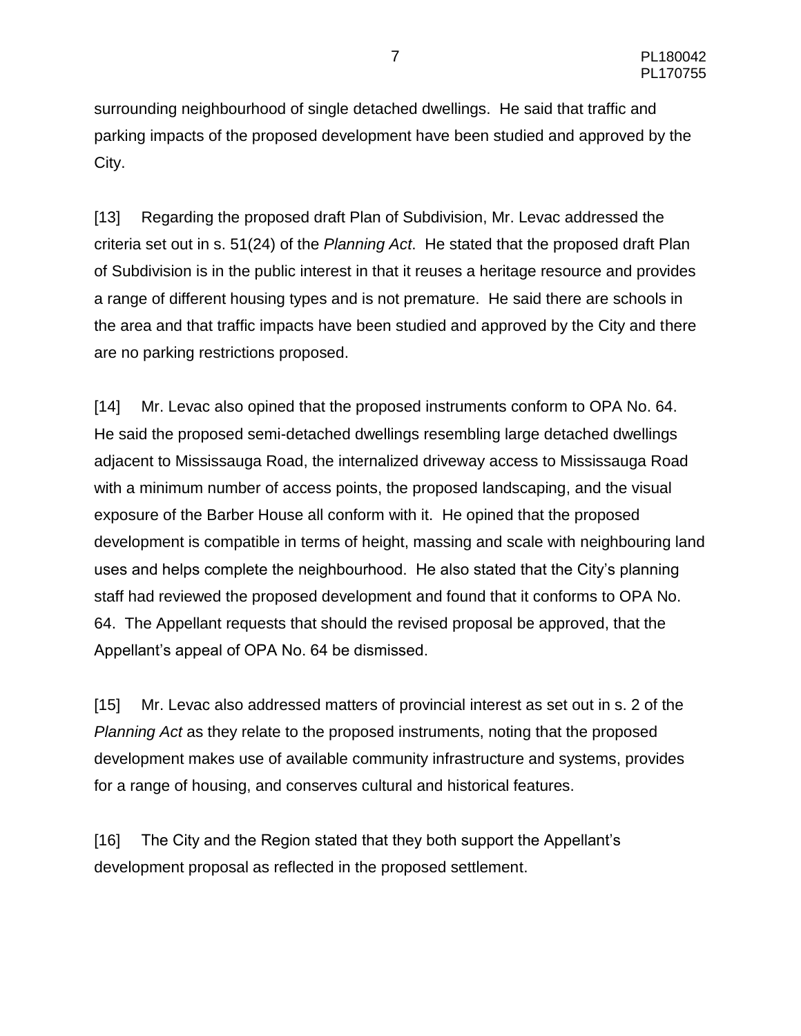surrounding neighbourhood of single detached dwellings. He said that traffic and parking impacts of the proposed development have been studied and approved by the City.

[13] Regarding the proposed draft Plan of Subdivision, Mr. Levac addressed the criteria set out in s. 51(24) of the *Planning Act*. He stated that the proposed draft Plan of Subdivision is in the public interest in that it reuses a heritage resource and provides a range of different housing types and is not premature. He said there are schools in the area and that traffic impacts have been studied and approved by the City and there are no parking restrictions proposed.

[14] Mr. Levac also opined that the proposed instruments conform to OPA No. 64. He said the proposed semi-detached dwellings resembling large detached dwellings adjacent to Mississauga Road, the internalized driveway access to Mississauga Road with a minimum number of access points, the proposed landscaping, and the visual exposure of the Barber House all conform with it. He opined that the proposed development is compatible in terms of height, massing and scale with neighbouring land uses and helps complete the neighbourhood. He also stated that the City's planning staff had reviewed the proposed development and found that it conforms to OPA No. 64. The Appellant requests that should the revised proposal be approved, that the Appellant's appeal of OPA No. 64 be dismissed.

[15] Mr. Levac also addressed matters of provincial interest as set out in s. 2 of the *Planning Act* as they relate to the proposed instruments, noting that the proposed development makes use of available community infrastructure and systems, provides for a range of housing, and conserves cultural and historical features.

[16] The City and the Region stated that they both support the Appellant's development proposal as reflected in the proposed settlement.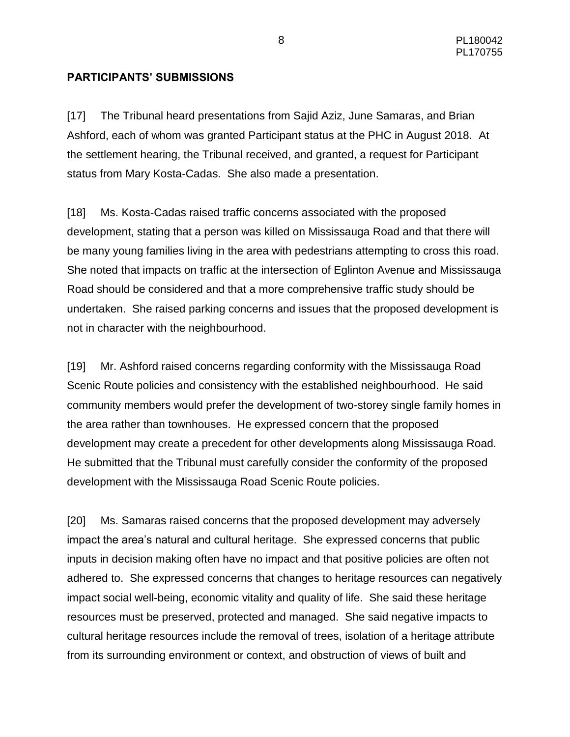## PARTICIPANTS' SUBMISSIONS

[17] The Tribunal heard presentations from Sajid Aziz, June Samaras, and Brian Ashford, each of whom was granted Participant status at the PHC in August 2018. At the settlement hearing, the Tribunal received, and granted, a request for Participant status from Mary Kosta-Cadas. She also made a presentation.

[18] Ms. Kosta-Cadas raised traffic concerns associated with the proposed development, stating that a person was killed on Mississauga Road and that there will be many young families living in the area with pedestrians attempting to cross this road. She noted that impacts on traffic at the intersection of Eglinton Avenue and Mississauga Road should be considered and that a more comprehensive traffic study should be undertaken. She raised parking concerns and issues that the proposed development is not in character with the neighbourhood.

[19] Mr. Ashford raised concerns regarding conformity with the Mississauga Road Scenic Route policies and consistency with the established neighbourhood. He said community members would prefer the development of two-storey single family homes in the area rather than townhouses. He expressed concern that the proposed development may create a precedent for other developments along Mississauga Road. He submitted that the Tribunal must carefully consider the conformity of the proposed development with the Mississauga Road Scenic Route policies.

[20] Ms. Samaras raised concerns that the proposed development may adversely impact the area's natural and cultural heritage. She expressed concerns that public inputs in decision making often have no impact and that positive policies are often not adhered to. She expressed concerns that changes to heritage resources can negatively impact social well-being, economic vitality and quality of life. She said these heritage resources must be preserved, protected and managed. She said negative impacts to cultural heritage resources include the removal of trees, isolation of a heritage attribute from its surrounding environment or context, and obstruction of views of built and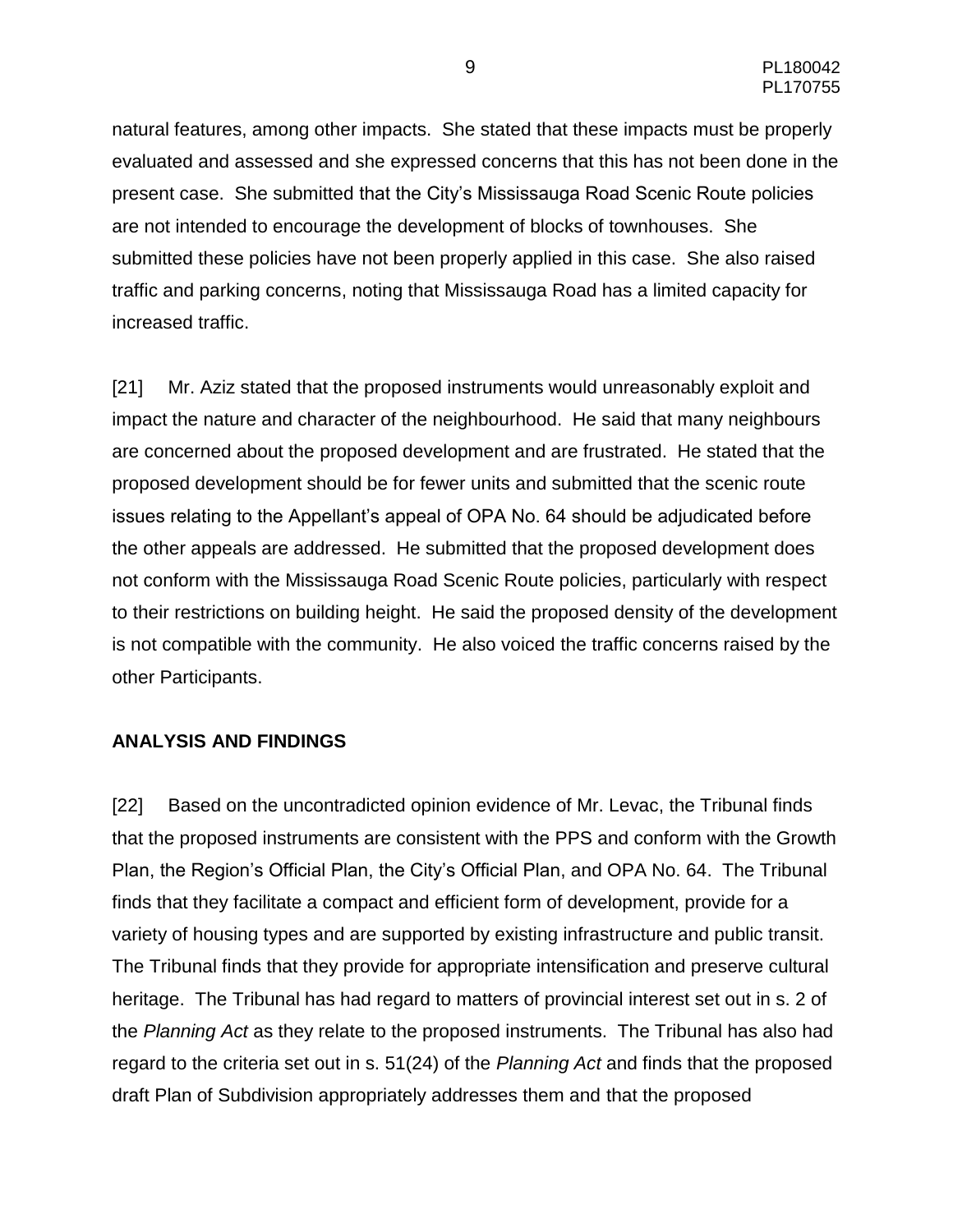natural features, among other impacts. She stated that these impacts must be properly evaluated and assessed and she expressed concerns that this has not been done in the present case. She submitted that the City's Mississauga Road Scenic Route policies are not intended to encourage the development of blocks of townhouses. She submitted these policies have not been properly applied in this case. She also raised traffic and parking concerns, noting that Mississauga Road has a limited capacity for increased traffic.

[21] Mr. Aziz stated that the proposed instruments would unreasonably exploit and impact the nature and character of the neighbourhood. He said that many neighbours are concerned about the proposed development and are frustrated. He stated that the proposed development should be for fewer units and submitted that the scenic route issues relating to the Appellant's appeal of OPA No. 64 should be adjudicated before the other appeals are addressed. He submitted that the proposed development does not conform with the Mississauga Road Scenic Route policies, particularly with respect to their restrictions on building height. He said the proposed density of the development is not compatible with the community. He also voiced the traffic concerns raised by the other Participants.

**ANALYSIS AND FINDINGS**

[22] Based on the uncontradicted opinion evidence of Mr. Levac, the Tribunal finds that the proposed instruments are consistent with the PPS and conform with the Growth Plan, the Region's Official Plan, the City's Official Plan, and OPA No. 64. The Tribunal finds that they facilitate a compact and efficient form of development, provide for a variety of housing types and are supported by existing infrastructure and public transit. The Tribunal finds that they provide for appropriate intensification and preserve cultural heritage. The Tribunal has had regard to matters of provincial interest set out in s. 2 of the *Planning Act* as they relate to the proposed instruments. The Tribunal has also had regard to the criteria set out in s. 51(24) of the *Planning Act* and finds that the proposed draft Plan of Subdivision appropriately addresses them and that the proposed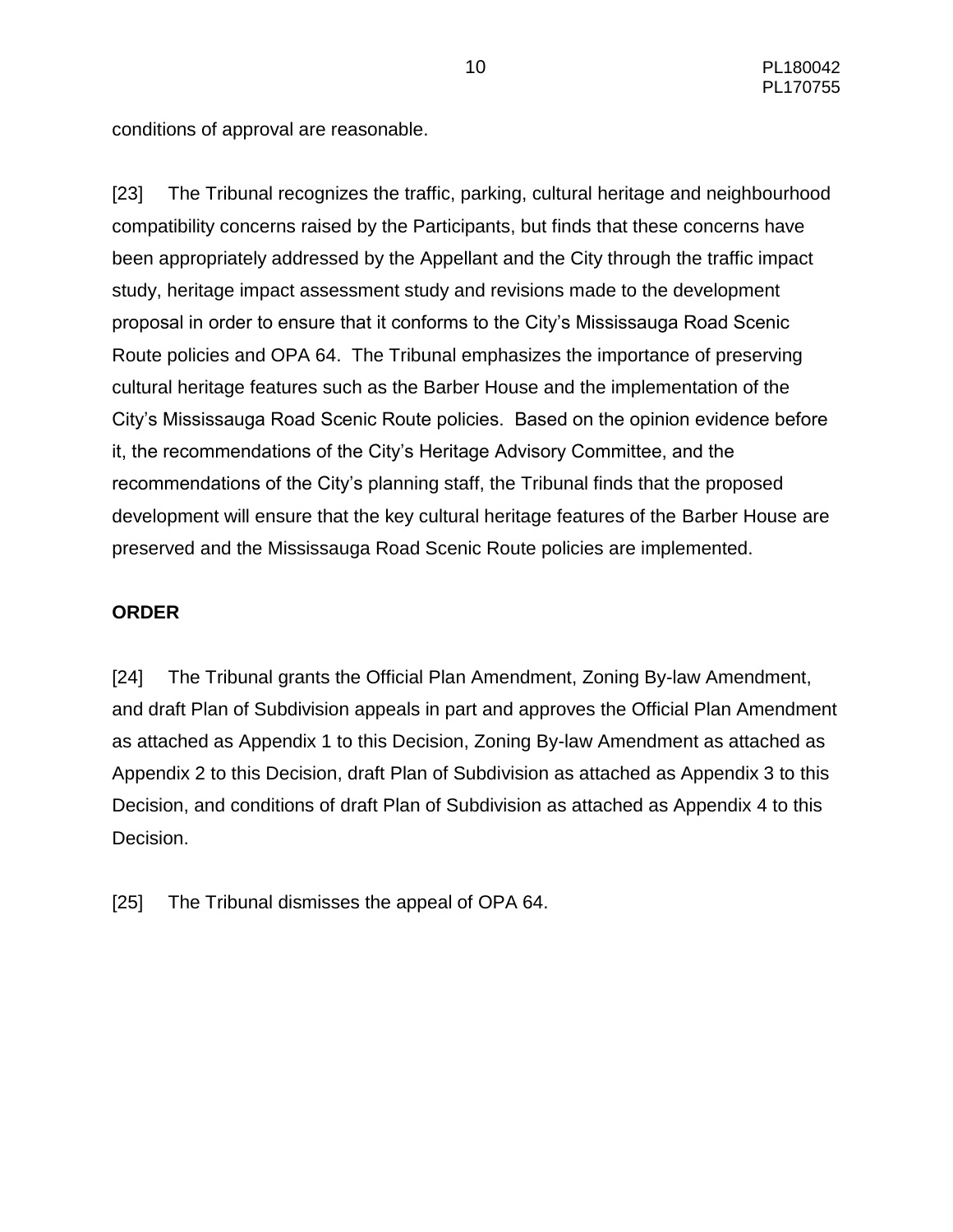conditions of approval are reasonable.

[23] The Tribunal recognizes the traffic, parking, cultural heritage and neighbourhood compatibility concerns raised by the Participants, but finds that these concerns have been appropriately addressed by the Appellant and the City through the traffic impact study, heritage impact assessment study and revisions made to the development proposal in order to ensure that it conforms to the City's Mississauga Road Scenic Route policies and OPA 64. The Tribunal emphasizes the importance of preserving cultural heritage features such as the Barber House and the implementation of the City's Mississauga Road Scenic Route policies. Based on the opinion evidence before it, the recommendations of the City's Heritage Advisory Committee, and the recommendations of the City's planning staff, the Tribunal finds that the proposed development will ensure that the key cultural heritage features of the Barber House are preserved and the Mississauga Road Scenic Route policies are implemented.

**ORDER**

[24] The Tribunal grants the Official Plan Amendment, Zoning By-law Amendment, and draft Plan of Subdivision appeals in part and approves the Official Plan Amendment as attached as Appendix 1 to this Decision, Zoning By-law Amendment as attached as Appendix 2 to this Decision, draft Plan of Subdivision as attached as Appendix 3 to this Decision, and conditions of draft Plan of Subdivision as attached as Appendix 4 to this Decision.

[25] The Tribunal dismisses the appeal of OPA 64.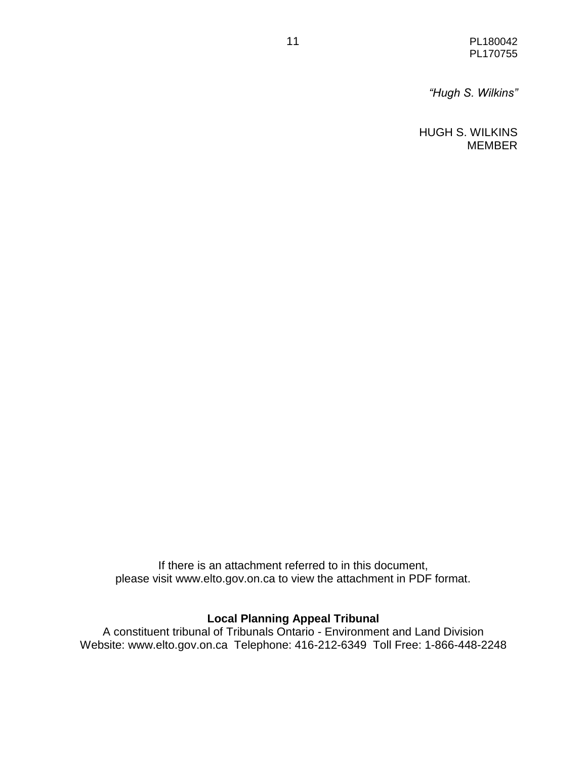*“Hugh S. Wilkins”*

HUGH S. WILKINS
MEMBER

If there is an attachment referred to in this document,
please visit www.elto.gov.on.ca to view the attachment in PDF format.

**Local Planning Appeal Tribunal**
A constituent tribunal of Tribunals Ontario - Environment and Land Division
Website: www.elto.gov.on.ca Telephone: 416-212-6349 Toll Free: 1-866-448-2248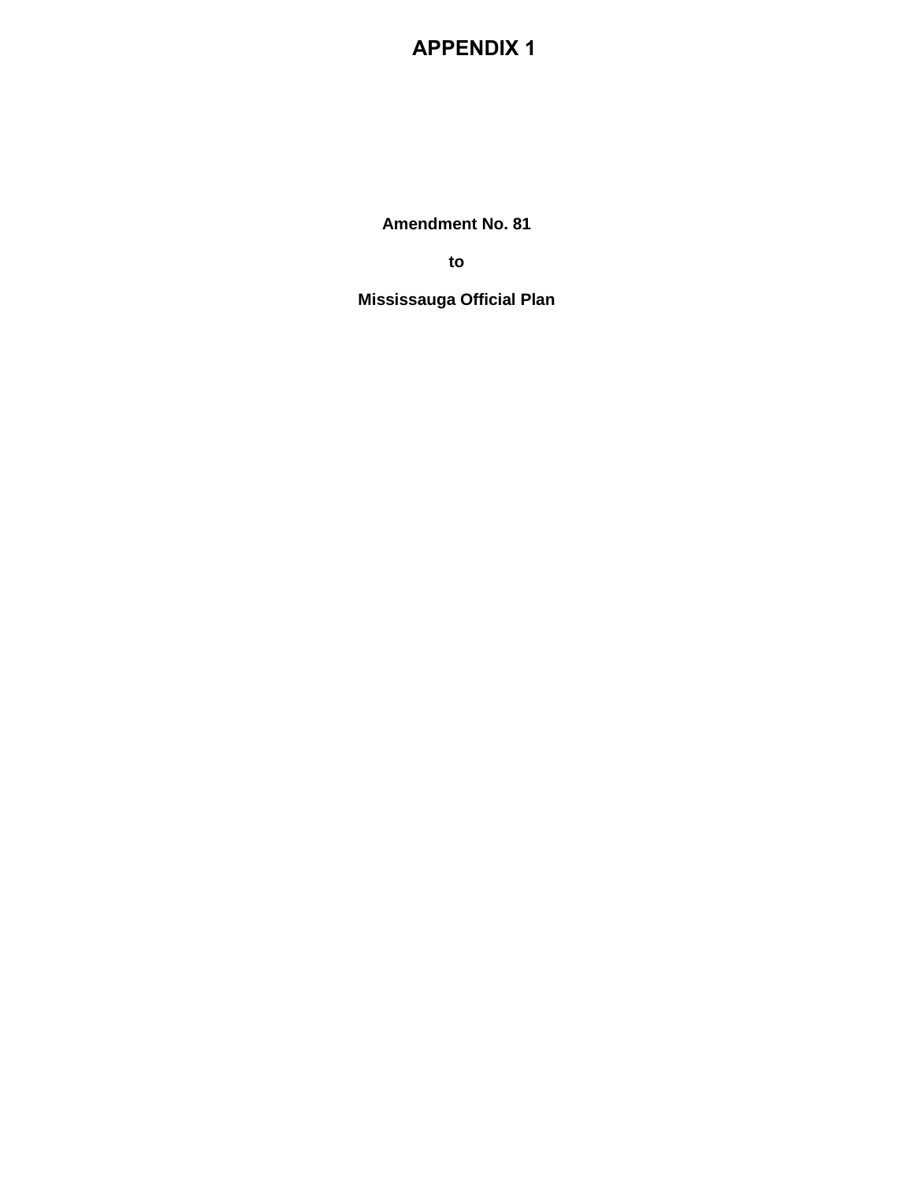# APPENDIX 1

**Amendment No. 81**

**to**

**Mississauga Official Plan**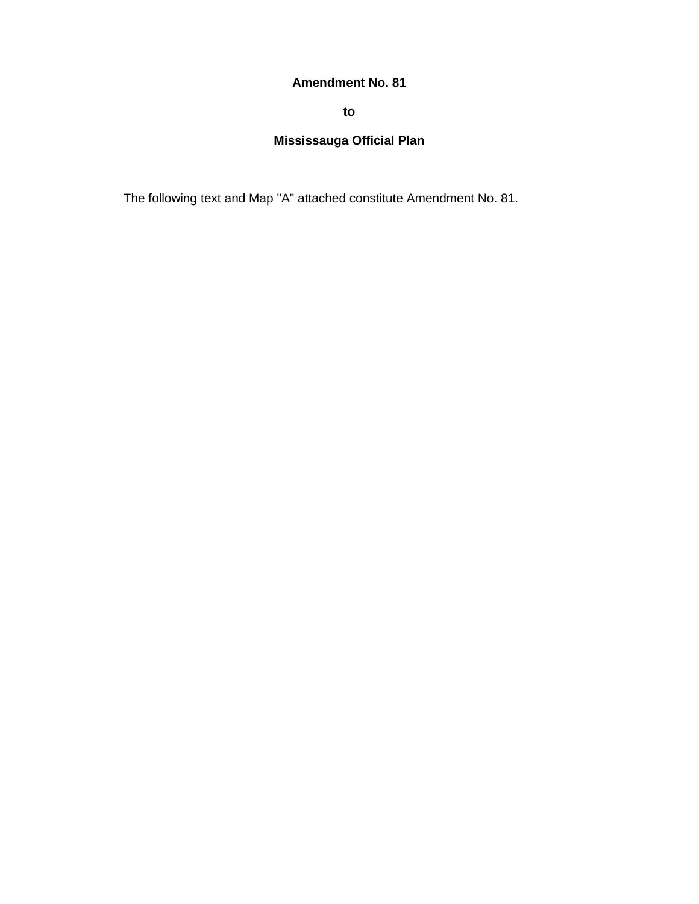**Amendment No. 81**

**to**

**Mississauga Official Plan**

The following text and Map "A" attached constitute Amendment No. 81.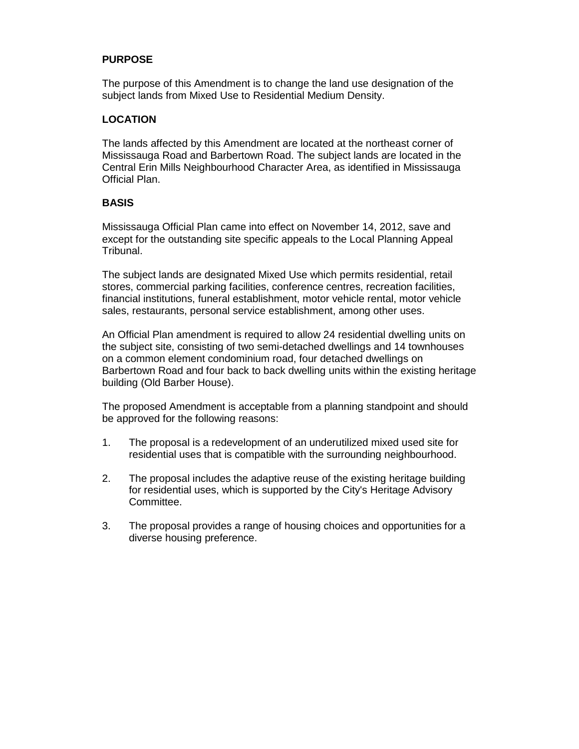## PURPOSE

The purpose of this Amendment is to change the land use designation of the subject lands from Mixed Use to Residential Medium Density.

## LOCATION

The lands affected by this Amendment are located at the northeast corner of Mississauga Road and Barbertown Road. The subject lands are located in the Central Erin Mills Neighbourhood Character Area, as identified in Mississauga Official Plan.

## BASIS

Mississauga Official Plan came into effect on November 14, 2012, save and except for the outstanding site specific appeals to the Local Planning Appeal Tribunal.

The subject lands are designated Mixed Use which permits residential, retail stores, commercial parking facilities, conference centres, recreation facilities, financial institutions, funeral establishment, motor vehicle rental, motor vehicle sales, restaurants, personal service establishment, among other uses.

An Official Plan amendment is required to allow 24 residential dwelling units on the subject site, consisting of two semi-detached dwellings and 14 townhouses on a common element condominium road, four detached dwellings on Barbertown Road and four back to back dwelling units within the existing heritage building (Old Barber House).

The proposed Amendment is acceptable from a planning standpoint and should be approved for the following reasons:

1. The proposal is a redevelopment of an underutilized mixed used site for residential uses that is compatible with the surrounding neighbourhood.

2. The proposal includes the adaptive reuse of the existing heritage building for residential uses, which is supported by the City's Heritage Advisory Committee.

3. The proposal provides a range of housing choices and opportunities for a diverse housing preference.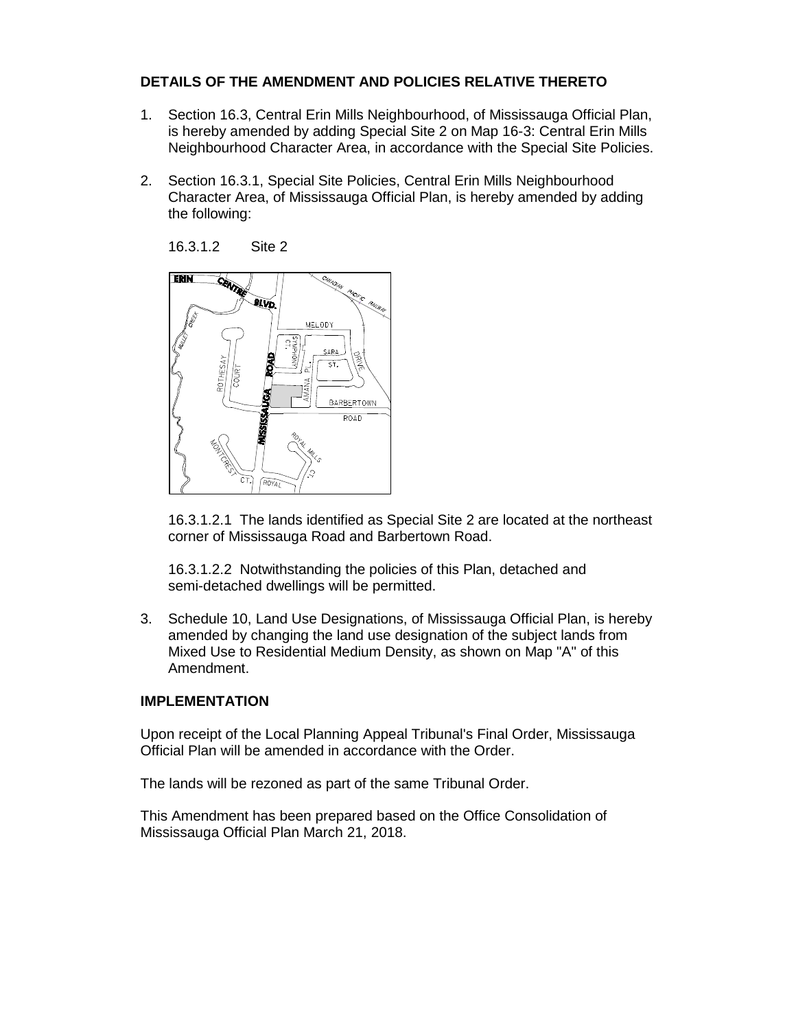**DETAILS OF THE AMENDMENT AND POLICIES RELATIVE THERETO**

1. Section 16.3, Central Erin Mills Neighbourhood, of Mississauga Official Plan, is hereby amended by adding Special Site 2 on Map 16-3: Central Erin Mills Neighbourhood Character Area, in accordance with the Special Site Policies.

2. Section 16.3.1, Special Site Policies, Central Erin Mills Neighbourhood Character Area, of Mississauga Official Plan, is hereby amended by adding the following:

   16.3.1.2 Site 2

   16.3.1.2.1 The lands identified as Special Site 2 are located at the northeast corner of Mississauga Road and Barbertown Road.

   16.3.1.2.2 Notwithstanding the policies of this Plan, detached and semi-detached dwellings will be permitted.

3. Schedule 10, Land Use Designations, of Mississauga Official Plan, is hereby amended by changing the land use designation of the subject lands from Mixed Use to Residential Medium Density, as shown on Map "A" of this Amendment.

**IMPLEMENTATION**

Upon receipt of the Local Planning Appeal Tribunal's Final Order, Mississauga Official Plan will be amended in accordance with the Order.

The lands will be rezoned as part of the same Tribunal Order.

This Amendment has been prepared based on the Office Consolidation of Mississauga Official Plan March 21, 2018.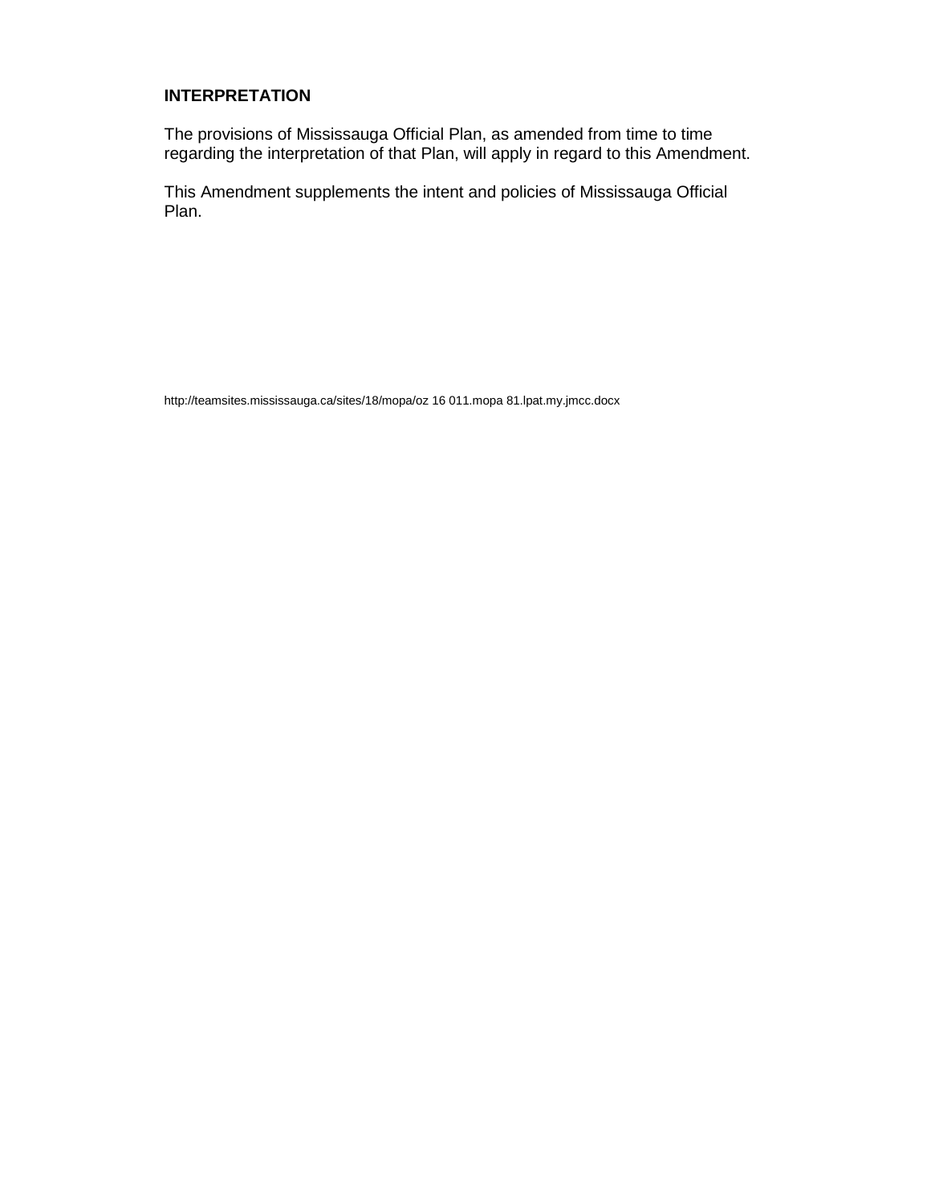**INTERPRETATION**

The provisions of Mississauga Official Plan, as amended from time to time regarding the interpretation of that Plan, will apply in regard to this Amendment.

This Amendment supplements the intent and policies of Mississauga Official Plan.

http://teamsites.mississauga.ca/sites/18/mopa/oz 16 011.mopa 81.lpat.my.jmcc.docx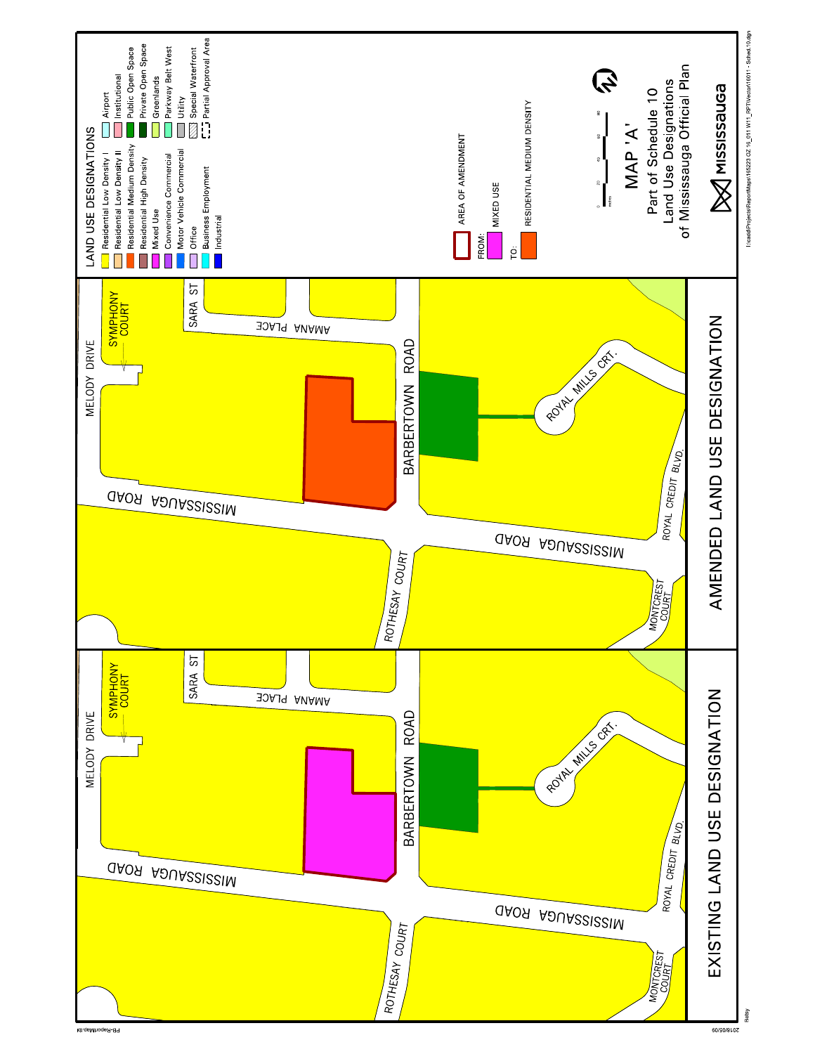LAND USE DESIGNATIONS

- Residential Low Density I
- Residential Low Density II
- Residential Medium Density
- Residential High Density
- Mixed Use
- Convenience Commercial
- Motor Vehicle Commercial
- Office
- Business Employment
- Industrial
- Airport
- Institutional
- Public Open Space
- Private Open Space
- Greenlands
- Parkway Belt West
- Utility
- Special Waterfront
- Partial Approval Area

AREA OF AMENDMENT

FROM: MIXED USE

TO: RESIDENTIAL MEDIUM DENSITY

0 20 40 60 80 metres

MAP 'A'

Part of Schedule 10
Land Use Designations
of Mississauga Official Plan

MISSISSAUGA

EXISTING LAND USE DESIGNATION

AMENDED LAND USE DESIGNATION

MELODY DRIVE
SYMPHONY COURT
SARA ST
AMANA PLACE
BARBERTOWN ROAD
ROYAL MILLS CRT.
MISSISSAUGA ROAD
ROYAL CREDIT BLVD.
ROTHESAY COURT
MONTCREST COURT

I:\cadd\Projects\ReportMaps\165223 OZ 16_011 W11_RPT\vector\16011 - Sched.10.dgn

2018/05/09
PB-ReportMap.tbl
Baiby